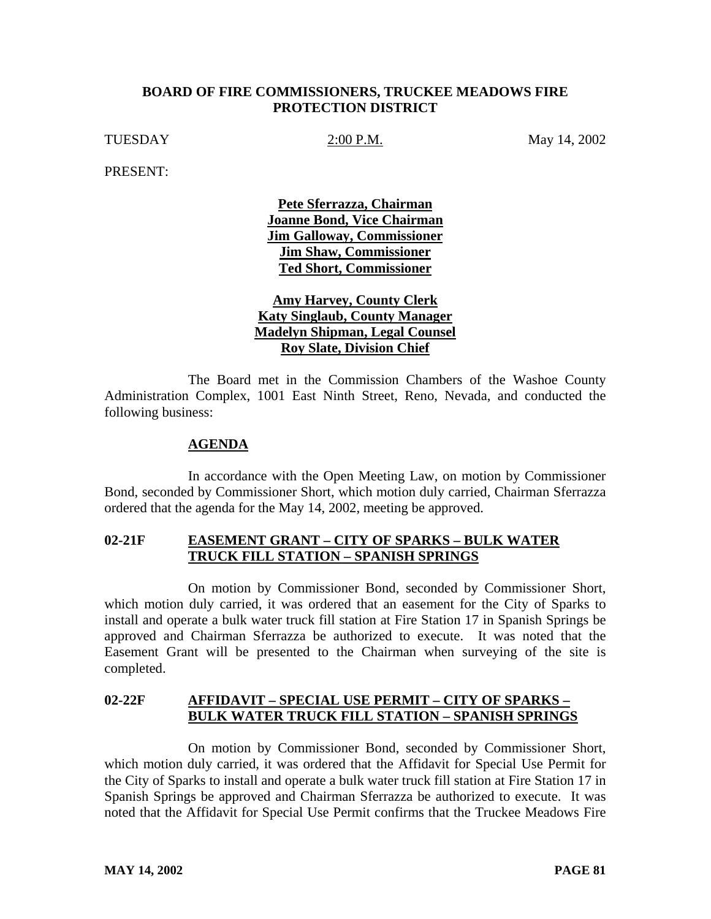# BOARD OF FIRE COMMISSIONERS, TRUCKEE MEADOWS FIRE PROTECTION DISTRICT

TUESDAY 2:00 P.M. May 14, 2002

PRESENT:

**Pete Sferrazza, Chairman**
**Joanne Bond, Vice Chairman**
**Jim Galloway, Commissioner**
**Jim Shaw, Commissioner**
**Ted Short, Commissioner**

**Amy Harvey, County Clerk**
**Katy Singlaub, County Manager**
**Madelyn Shipman, Legal Counsel**
**Roy Slate, Division Chief**

The Board met in the Commission Chambers of the Washoe County Administration Complex, 1001 East Ninth Street, Reno, Nevada, and conducted the following business:

## AGENDA

In accordance with the Open Meeting Law, on motion by Commissioner Bond, seconded by Commissioner Short, which motion duly carried, Chairman Sferrazza ordered that the agenda for the May 14, 2002, meeting be approved.

## 02-21F EASEMENT GRANT – CITY OF SPARKS – BULK WATER TRUCK FILL STATION – SPANISH SPRINGS

On motion by Commissioner Bond, seconded by Commissioner Short, which motion duly carried, it was ordered that an easement for the City of Sparks to install and operate a bulk water truck fill station at Fire Station 17 in Spanish Springs be approved and Chairman Sferrazza be authorized to execute. It was noted that the Easement Grant will be presented to the Chairman when surveying of the site is completed.

## 02-22F AFFIDAVIT – SPECIAL USE PERMIT – CITY OF SPARKS – BULK WATER TRUCK FILL STATION – SPANISH SPRINGS

On motion by Commissioner Bond, seconded by Commissioner Short, which motion duly carried, it was ordered that the Affidavit for Special Use Permit for the City of Sparks to install and operate a bulk water truck fill station at Fire Station 17 in Spanish Springs be approved and Chairman Sferrazza be authorized to execute. It was noted that the Affidavit for Special Use Permit confirms that the Truckee Meadows Fire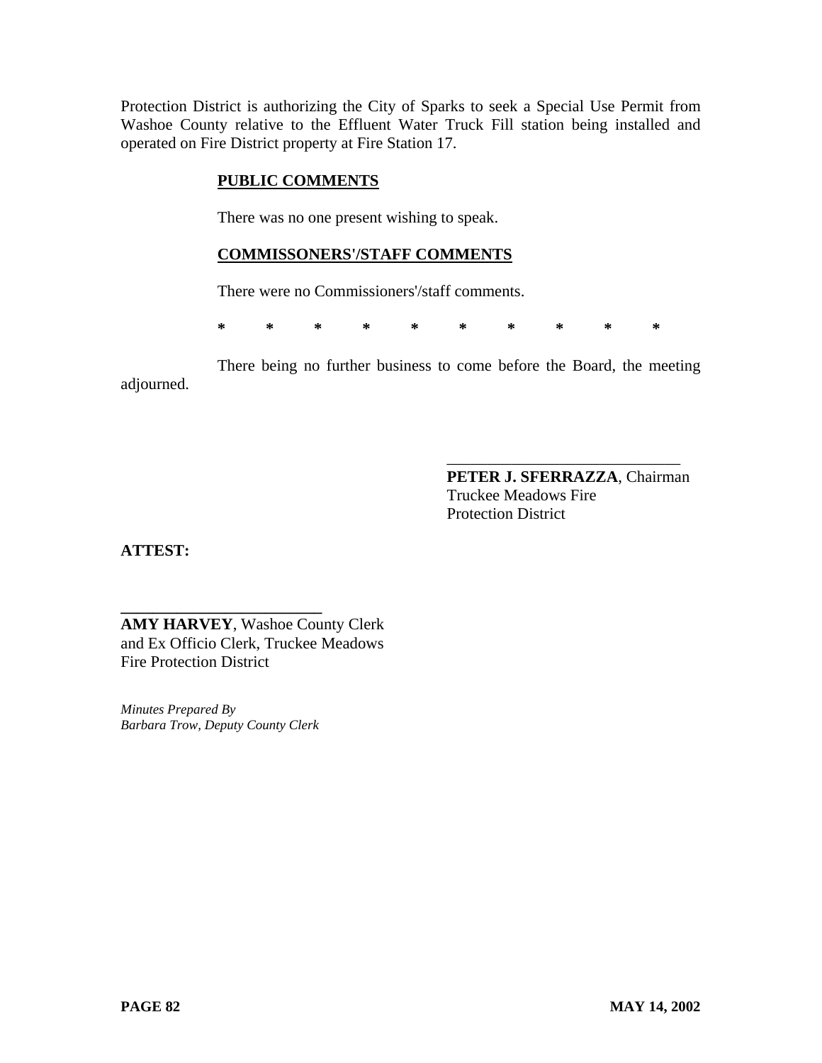Protection District is authorizing the City of Sparks to seek a Special Use Permit from Washoe County relative to the Effluent Water Truck Fill station being installed and operated on Fire District property at Fire Station 17.

**PUBLIC COMMENTS**

There was no one present wishing to speak.

**COMMISSONERS'/STAFF COMMENTS**

There were no Commissioners'/staff comments.

\*     \*     \*     \*     \*     \*     \*     \*     \*     \*

There being no further business to come before the Board, the meeting adjourned.

\_\_\_\_\_\_\_\_\_\_\_\_\_\_\_\_\_\_\_\_\_\_\_\_\_\_\_\_\_\_
**PETER J. SFERRAZZA**, Chairman
Truckee Meadows Fire
Protection District

**ATTEST:**

\_\_\_\_\_\_\_\_\_\_\_\_\_\_\_\_\_\_\_\_\_\_\_\_\_\_
**AMY HARVEY**, Washoe County Clerk
and Ex Officio Clerk, Truckee Meadows
Fire Protection District

*Minutes Prepared By*
*Barbara Trow, Deputy County Clerk*